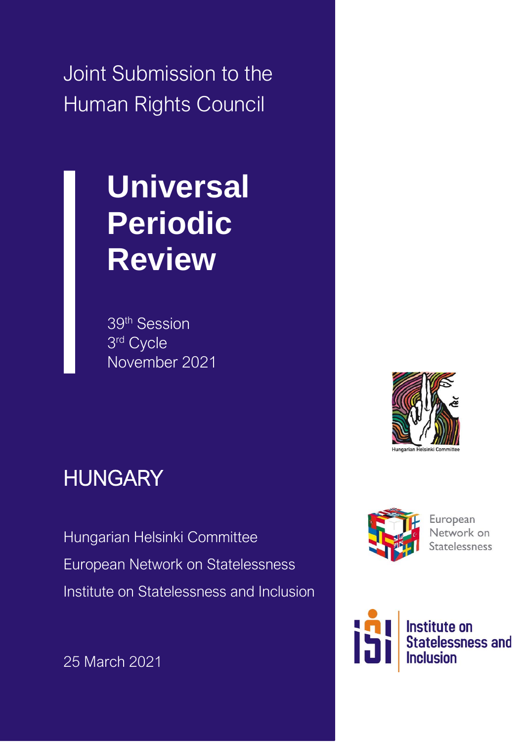Joint Submission to the Human Rights Council

# Universal Periodic Review

39th Session
3rd Cycle
November 2021

## HUNGARY

Hungarian Helsinki Committee
European Network on Statelessness
Institute on Statelessness and Inclusion

25 March 2021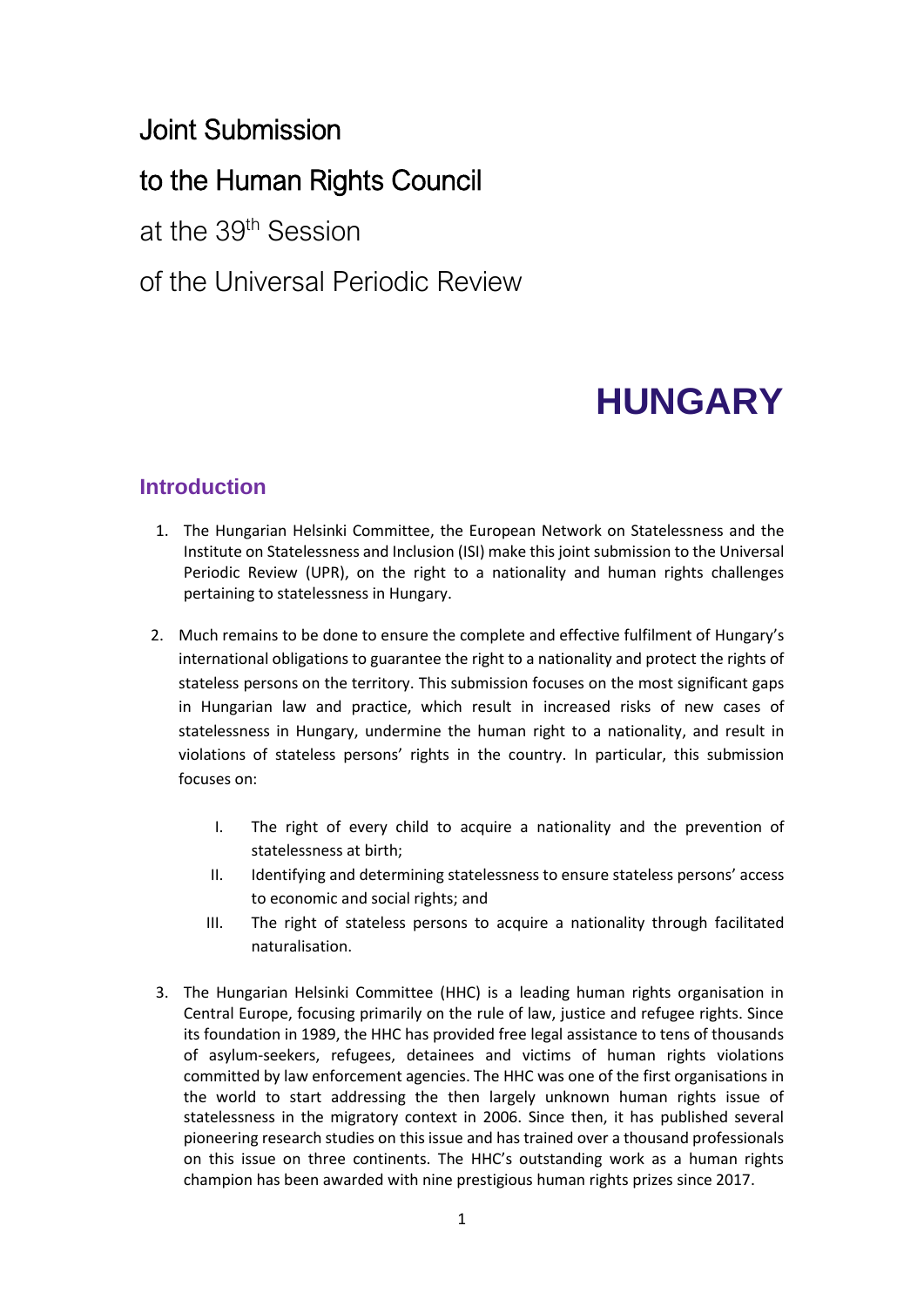# Joint Submission

# to the Human Rights Council

at the 39th Session

of the Universal Periodic Review

# HUNGARY

## Introduction

1. The Hungarian Helsinki Committee, the European Network on Statelessness and the Institute on Statelessness and Inclusion (ISI) make this joint submission to the Universal Periodic Review (UPR), on the right to a nationality and human rights challenges pertaining to statelessness in Hungary.

2. Much remains to be done to ensure the complete and effective fulfilment of Hungary's international obligations to guarantee the right to a nationality and protect the rights of stateless persons on the territory. This submission focuses on the most significant gaps in Hungarian law and practice, which result in increased risks of new cases of statelessness in Hungary, undermine the human right to a nationality, and result in violations of stateless persons' rights in the country. In particular, this submission focuses on:

    I. The right of every child to acquire a nationality and the prevention of statelessness at birth;
    II. Identifying and determining statelessness to ensure stateless persons' access to economic and social rights; and
    III. The right of stateless persons to acquire a nationality through facilitated naturalisation.

3. The Hungarian Helsinki Committee (HHC) is a leading human rights organisation in Central Europe, focusing primarily on the rule of law, justice and refugee rights. Since its foundation in 1989, the HHC has provided free legal assistance to tens of thousands of asylum-seekers, refugees, detainees and victims of human rights violations committed by law enforcement agencies. The HHC was one of the first organisations in the world to start addressing the then largely unknown human rights issue of statelessness in the migratory context in 2006. Since then, it has published several pioneering research studies on this issue and has trained over a thousand professionals on this issue on three continents. The HHC's outstanding work as a human rights champion has been awarded with nine prestigious human rights prizes since 2017.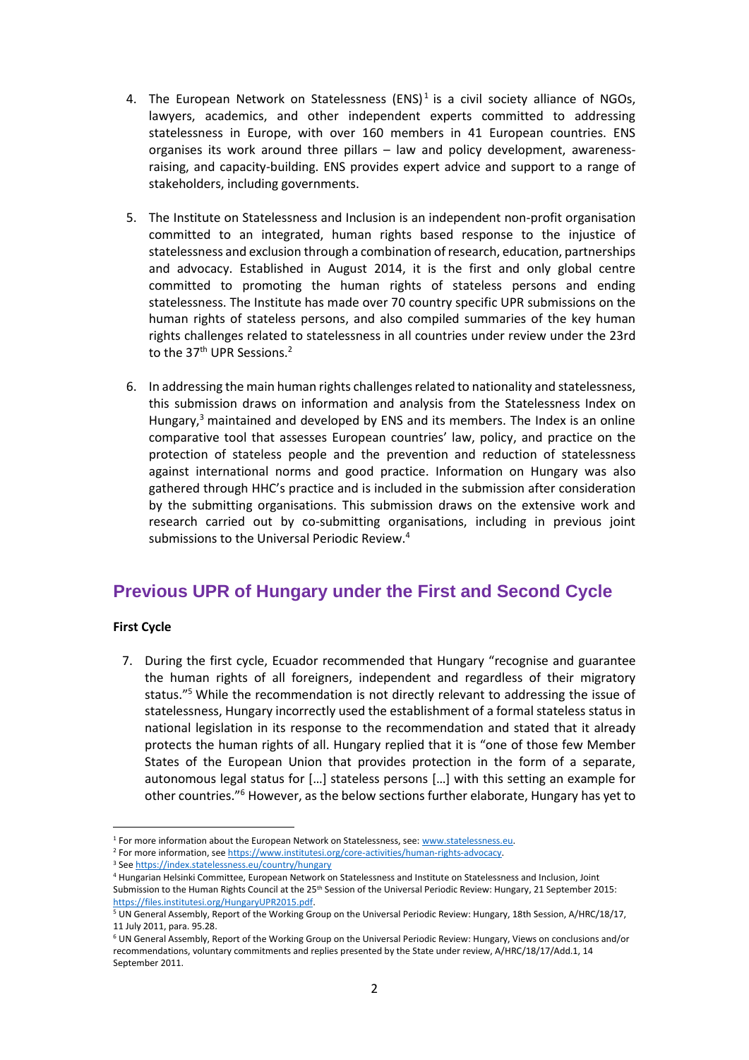4. The European Network on Statelessness (ENS)[1] is a civil society alliance of NGOs, lawyers, academics, and other independent experts committed to addressing statelessness in Europe, with over 160 members in 41 European countries. ENS organises its work around three pillars – law and policy development, awareness-raising, and capacity-building. ENS provides expert advice and support to a range of stakeholders, including governments.

5. The Institute on Statelessness and Inclusion is an independent non-profit organisation committed to an integrated, human rights based response to the injustice of statelessness and exclusion through a combination of research, education, partnerships and advocacy. Established in August 2014, it is the first and only global centre committed to promoting the human rights of stateless persons and ending statelessness. The Institute has made over 70 country specific UPR submissions on the human rights of stateless persons, and also compiled summaries of the key human rights challenges related to statelessness in all countries under review under the 23rd to the 37th UPR Sessions.[2]

6. In addressing the main human rights challenges related to nationality and statelessness, this submission draws on information and analysis from the Statelessness Index on Hungary,[3] maintained and developed by ENS and its members. The Index is an online comparative tool that assesses European countries' law, policy, and practice on the protection of stateless people and the prevention and reduction of statelessness against international norms and good practice. Information on Hungary was also gathered through HHC's practice and is included in the submission after consideration by the submitting organisations. This submission draws on the extensive work and research carried out by co-submitting organisations, including in previous joint submissions to the Universal Periodic Review.[4]

## Previous UPR of Hungary under the First and Second Cycle

**First Cycle**

7. During the first cycle, Ecuador recommended that Hungary "recognise and guarantee the human rights of all foreigners, independent and regardless of their migratory status."[5] While the recommendation is not directly relevant to addressing the issue of statelessness, Hungary incorrectly used the establishment of a formal stateless status in national legislation in its response to the recommendation and stated that it already protects the human rights of all. Hungary replied that it is "one of those few Member States of the European Union that provides protection in the form of a separate, autonomous legal status for […] stateless persons […] with this setting an example for other countries."[6] However, as the below sections further elaborate, Hungary has yet to

---

[1] For more information about the European Network on Statelessness, see: www.statelessness.eu.

[2] For more information, see https://www.institutesi.org/core-activities/human-rights-advocacy.

[3] See https://index.statelessness.eu/country/hungary

[4] Hungarian Helsinki Committee, European Network on Statelessness and Institute on Statelessness and Inclusion, Joint Submission to the Human Rights Council at the 25th Session of the Universal Periodic Review: Hungary, 21 September 2015: https://files.institutesi.org/HungaryUPR2015.pdf.

[5] UN General Assembly, Report of the Working Group on the Universal Periodic Review: Hungary, 18th Session, A/HRC/18/17, 11 July 2011, para. 95.28.

[6] UN General Assembly, Report of the Working Group on the Universal Periodic Review: Hungary, Views on conclusions and/or recommendations, voluntary commitments and replies presented by the State under review, A/HRC/18/17/Add.1, 14 September 2011.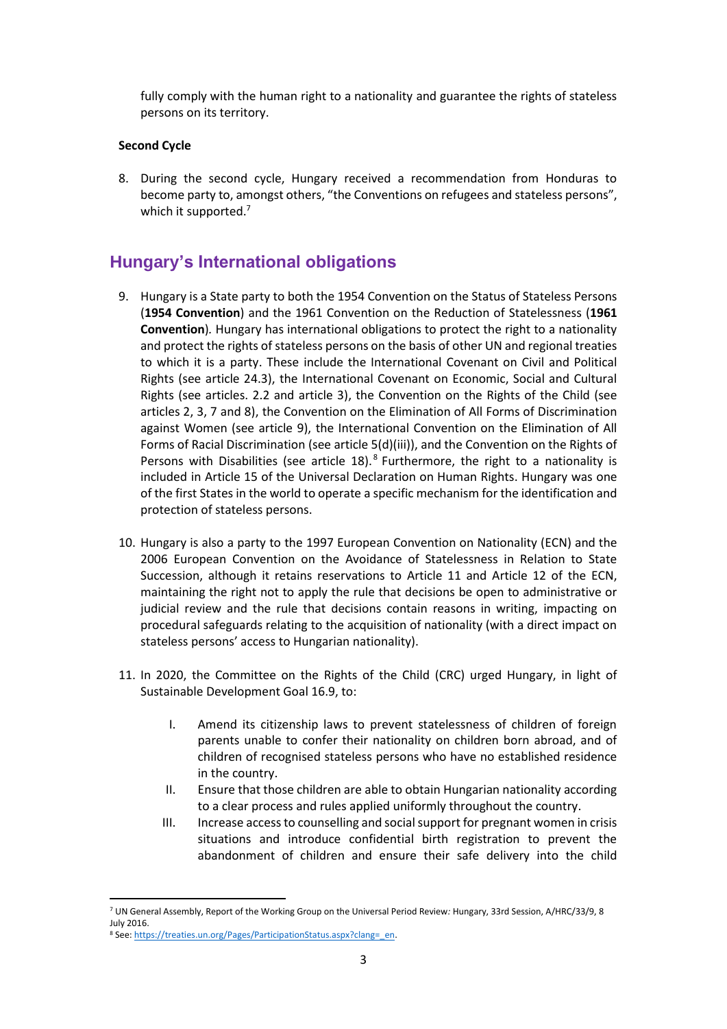fully comply with the human right to a nationality and guarantee the rights of stateless persons on its territory.

**Second Cycle**

8. During the second cycle, Hungary received a recommendation from Honduras to become party to, amongst others, "the Conventions on refugees and stateless persons", which it supported.[7]

## Hungary's International obligations

9. Hungary is a State party to both the 1954 Convention on the Status of Stateless Persons (**1954 Convention**) and the 1961 Convention on the Reduction of Statelessness (**1961 Convention**). Hungary has international obligations to protect the right to a nationality and protect the rights of stateless persons on the basis of other UN and regional treaties to which it is a party. These include the International Covenant on Civil and Political Rights (see article 24.3), the International Covenant on Economic, Social and Cultural Rights (see articles. 2.2 and article 3), the Convention on the Rights of the Child (see articles 2, 3, 7 and 8), the Convention on the Elimination of All Forms of Discrimination against Women (see article 9), the International Convention on the Elimination of All Forms of Racial Discrimination (see article 5(d)(iii)), and the Convention on the Rights of Persons with Disabilities (see article 18).[8] Furthermore, the right to a nationality is included in Article 15 of the Universal Declaration on Human Rights. Hungary was one of the first States in the world to operate a specific mechanism for the identification and protection of stateless persons.

10. Hungary is also a party to the 1997 European Convention on Nationality (ECN) and the 2006 European Convention on the Avoidance of Statelessness in Relation to State Succession, although it retains reservations to Article 11 and Article 12 of the ECN, maintaining the right not to apply the rule that decisions be open to administrative or judicial review and the rule that decisions contain reasons in writing, impacting on procedural safeguards relating to the acquisition of nationality (with a direct impact on stateless persons' access to Hungarian nationality).

11. In 2020, the Committee on the Rights of the Child (CRC) urged Hungary, in light of Sustainable Development Goal 16.9, to:

    I. Amend its citizenship laws to prevent statelessness of children of foreign parents unable to confer their nationality on children born abroad, and of children of recognised stateless persons who have no established residence in the country.
    
    II. Ensure that those children are able to obtain Hungarian nationality according to a clear process and rules applied uniformly throughout the country.
    
    III. Increase access to counselling and social support for pregnant women in crisis situations and introduce confidential birth registration to prevent the abandonment of children and ensure their safe delivery into the child

[7] UN General Assembly, Report of the Working Group on the Universal Period Review*:* Hungary, 33rd Session, A/HRC/33/9, 8 July 2016.

[8] See: https://treaties.un.org/Pages/ParticipationStatus.aspx?clang=_en.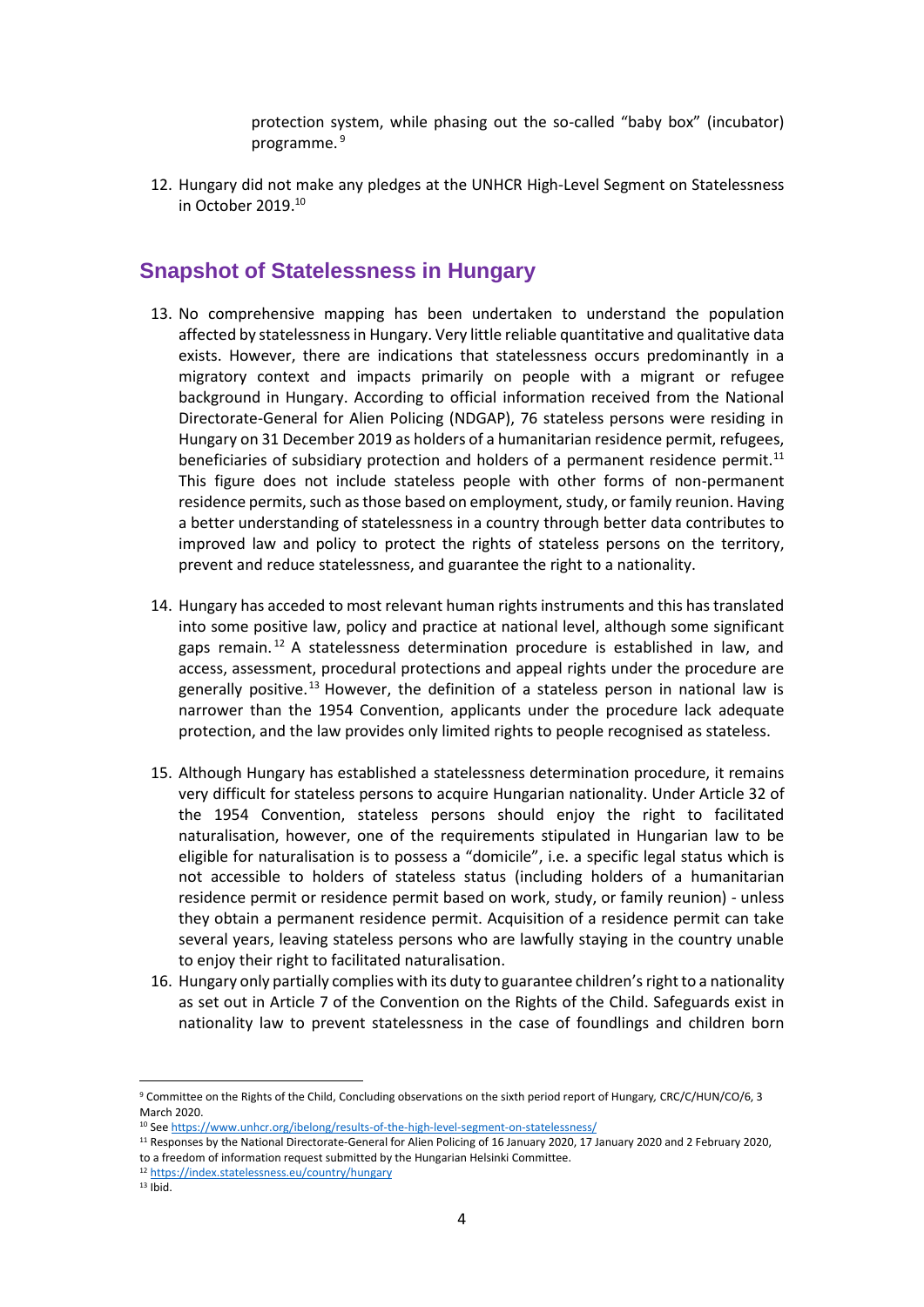protection system, while phasing out the so-called "baby box" (incubator) programme.[9]

12. Hungary did not make any pledges at the UNHCR High-Level Segment on Statelessness in October 2019.[10]

## Snapshot of Statelessness in Hungary

13. No comprehensive mapping has been undertaken to understand the population affected by statelessness in Hungary. Very little reliable quantitative and qualitative data exists. However, there are indications that statelessness occurs predominantly in a migratory context and impacts primarily on people with a migrant or refugee background in Hungary. According to official information received from the National Directorate-General for Alien Policing (NDGAP), 76 stateless persons were residing in Hungary on 31 December 2019 as holders of a humanitarian residence permit, refugees, beneficiaries of subsidiary protection and holders of a permanent residence permit.[11] This figure does not include stateless people with other forms of non-permanent residence permits, such as those based on employment, study, or family reunion. Having a better understanding of statelessness in a country through better data contributes to improved law and policy to protect the rights of stateless persons on the territory, prevent and reduce statelessness, and guarantee the right to a nationality.

14. Hungary has acceded to most relevant human rights instruments and this has translated into some positive law, policy and practice at national level, although some significant gaps remain.[12] A statelessness determination procedure is established in law, and access, assessment, procedural protections and appeal rights under the procedure are generally positive.[13] However, the definition of a stateless person in national law is narrower than the 1954 Convention, applicants under the procedure lack adequate protection, and the law provides only limited rights to people recognised as stateless.

15. Although Hungary has established a statelessness determination procedure, it remains very difficult for stateless persons to acquire Hungarian nationality. Under Article 32 of the 1954 Convention, stateless persons should enjoy the right to facilitated naturalisation, however, one of the requirements stipulated in Hungarian law to be eligible for naturalisation is to possess a "domicile", i.e. a specific legal status which is not accessible to holders of stateless status (including holders of a humanitarian residence permit or residence permit based on work, study, or family reunion) - unless they obtain a permanent residence permit. Acquisition of a residence permit can take several years, leaving stateless persons who are lawfully staying in the country unable to enjoy their right to facilitated naturalisation.

16. Hungary only partially complies with its duty to guarantee children's right to a nationality as set out in Article 7 of the Convention on the Rights of the Child. Safeguards exist in nationality law to prevent statelessness in the case of foundlings and children born

---

[9] Committee on the Rights of the Child, Concluding observations on the sixth period report of Hungary, CRC/C/HUN/CO/6, 3 March 2020.

[10] See https://www.unhcr.org/ibelong/results-of-the-high-level-segment-on-statelessness/

[11] Responses by the National Directorate-General for Alien Policing of 16 January 2020, 17 January 2020 and 2 February 2020, to a freedom of information request submitted by the Hungarian Helsinki Committee.

[12] https://index.statelessness.eu/country/hungary

[13] Ibid.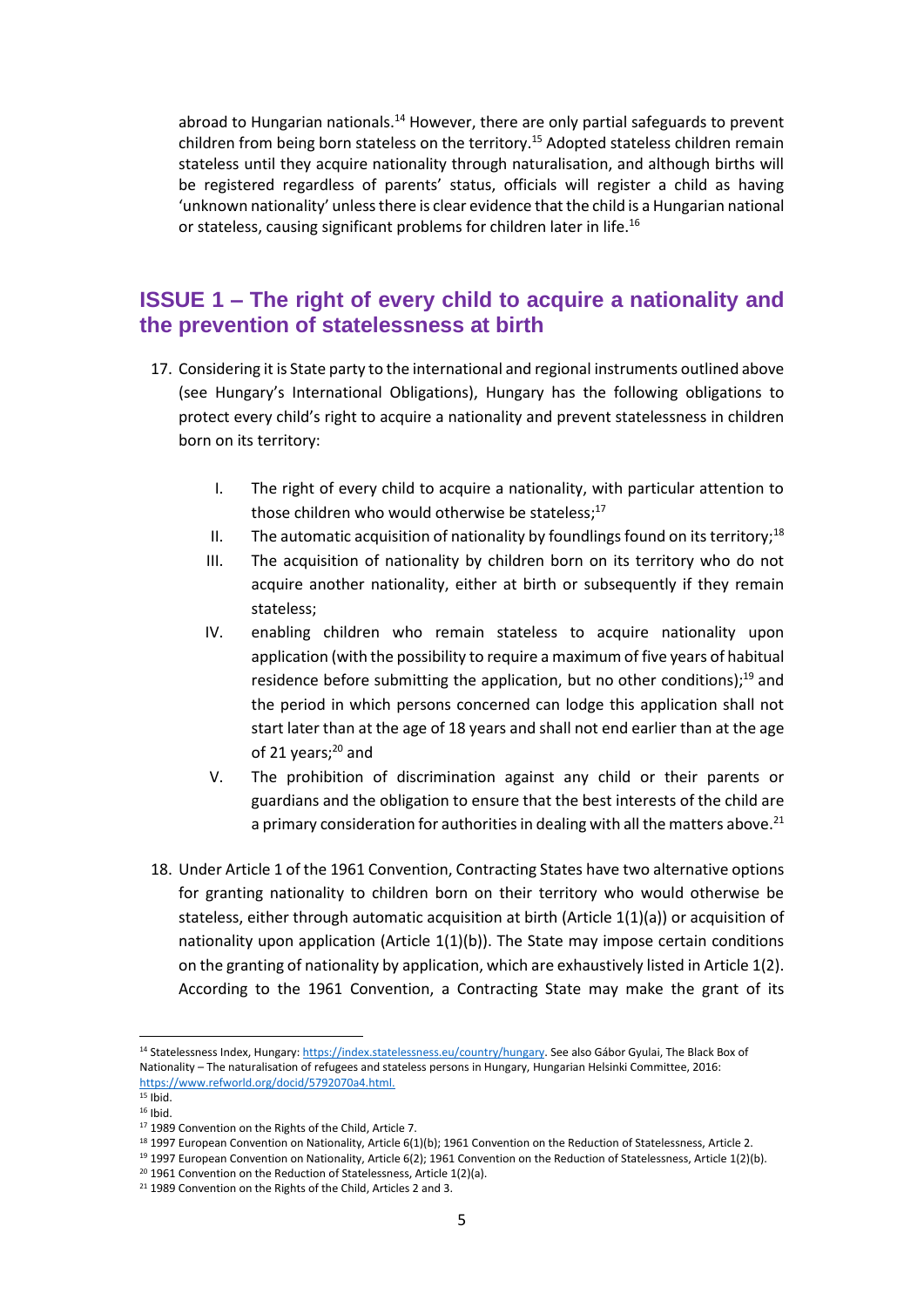abroad to Hungarian nationals.[14] However, there are only partial safeguards to prevent children from being born stateless on the territory.[15] Adopted stateless children remain stateless until they acquire nationality through naturalisation, and although births will be registered regardless of parents' status, officials will register a child as having 'unknown nationality' unless there is clear evidence that the child is a Hungarian national or stateless, causing significant problems for children later in life.[16]

## ISSUE 1 – The right of every child to acquire a nationality and the prevention of statelessness at birth

17. Considering it is State party to the international and regional instruments outlined above (see Hungary's International Obligations), Hungary has the following obligations to protect every child's right to acquire a nationality and prevent statelessness in children born on its territory:

    I. The right of every child to acquire a nationality, with particular attention to those children who would otherwise be stateless;[17]

    II. The automatic acquisition of nationality by foundlings found on its territory;[18]

    III. The acquisition of nationality by children born on its territory who do not acquire another nationality, either at birth or subsequently if they remain stateless;

    IV. enabling children who remain stateless to acquire nationality upon application (with the possibility to require a maximum of five years of habitual residence before submitting the application, but no other conditions);[19] and the period in which persons concerned can lodge this application shall not start later than at the age of 18 years and shall not end earlier than at the age of 21 years;[20] and

    V. The prohibition of discrimination against any child or their parents or guardians and the obligation to ensure that the best interests of the child are a primary consideration for authorities in dealing with all the matters above.[21]

18. Under Article 1 of the 1961 Convention, Contracting States have two alternative options for granting nationality to children born on their territory who would otherwise be stateless, either through automatic acquisition at birth (Article 1(1)(a)) or acquisition of nationality upon application (Article 1(1)(b)). The State may impose certain conditions on the granting of nationality by application, which are exhaustively listed in Article 1(2). According to the 1961 Convention, a Contracting State may make the grant of its

---

[14] Statelessness Index, Hungary: https://index.statelessness.eu/country/hungary. See also Gábor Gyulai, The Black Box of Nationality – The naturalisation of refugees and stateless persons in Hungary, Hungarian Helsinki Committee, 2016: https://www.refworld.org/docid/5792070a4.html.

[15] Ibid.

[16] Ibid.

[17] 1989 Convention on the Rights of the Child, Article 7.

[18] 1997 European Convention on Nationality, Article 6(1)(b); 1961 Convention on the Reduction of Statelessness, Article 2.

[19] 1997 European Convention on Nationality, Article 6(2); 1961 Convention on the Reduction of Statelessness, Article 1(2)(b).

[20] 1961 Convention on the Reduction of Statelessness, Article 1(2)(a).

[21] 1989 Convention on the Rights of the Child, Articles 2 and 3.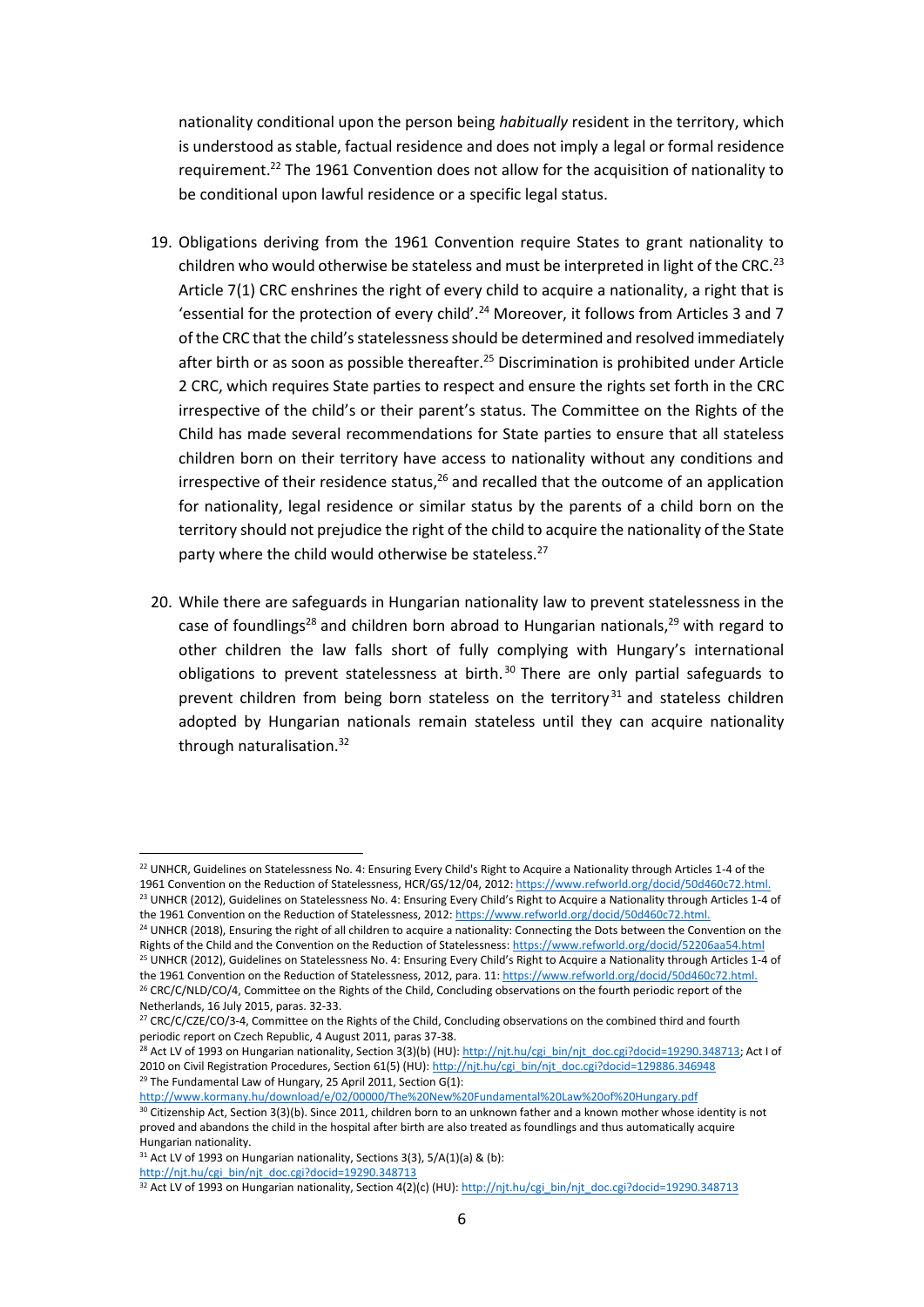nationality conditional upon the person being *habitually* resident in the territory, which is understood as stable, factual residence and does not imply a legal or formal residence requirement.[22] The 1961 Convention does not allow for the acquisition of nationality to be conditional upon lawful residence or a specific legal status.

19. Obligations deriving from the 1961 Convention require States to grant nationality to children who would otherwise be stateless and must be interpreted in light of the CRC.[23] Article 7(1) CRC enshrines the right of every child to acquire a nationality, a right that is 'essential for the protection of every child'.[24] Moreover, it follows from Articles 3 and 7 of the CRC that the child's statelessness should be determined and resolved immediately after birth or as soon as possible thereafter.[25] Discrimination is prohibited under Article 2 CRC, which requires State parties to respect and ensure the rights set forth in the CRC irrespective of the child's or their parent's status. The Committee on the Rights of the Child has made several recommendations for State parties to ensure that all stateless children born on their territory have access to nationality without any conditions and irrespective of their residence status,[26] and recalled that the outcome of an application for nationality, legal residence or similar status by the parents of a child born on the territory should not prejudice the right of the child to acquire the nationality of the State party where the child would otherwise be stateless.[27]

20. While there are safeguards in Hungarian nationality law to prevent statelessness in the case of foundlings[28] and children born abroad to Hungarian nationals,[29] with regard to other children the law falls short of fully complying with Hungary's international obligations to prevent statelessness at birth.[30] There are only partial safeguards to prevent children from being born stateless on the territory[31] and stateless children adopted by Hungarian nationals remain stateless until they can acquire nationality through naturalisation.[32]

---

[22] UNHCR, Guidelines on Statelessness No. 4: Ensuring Every Child's Right to Acquire a Nationality through Articles 1-4 of the 1961 Convention on the Reduction of Statelessness, HCR/GS/12/04, 2012: https://www.refworld.org/docid/50d460c72.html.

[23] UNHCR (2012), Guidelines on Statelessness No. 4: Ensuring Every Child's Right to Acquire a Nationality through Articles 1-4 of the 1961 Convention on the Reduction of Statelessness, 2012: https://www.refworld.org/docid/50d460c72.html.

[24] UNHCR (2018), Ensuring the right of all children to acquire a nationality: Connecting the Dots between the Convention on the Rights of the Child and the Convention on the Reduction of Statelessness: https://www.refworld.org/docid/52206aa54.html

[25] UNHCR (2012), Guidelines on Statelessness No. 4: Ensuring Every Child's Right to Acquire a Nationality through Articles 1-4 of the 1961 Convention on the Reduction of Statelessness, 2012, para. 11: https://www.refworld.org/docid/50d460c72.html.

[26] CRC/C/NLD/CO/4, Committee on the Rights of the Child, Concluding observations on the fourth periodic report of the Netherlands, 16 July 2015, paras. 32-33.

[27] CRC/C/CZE/CO/3-4, Committee on the Rights of the Child, Concluding observations on the combined third and fourth periodic report on Czech Republic, 4 August 2011, paras 37-38.

[28] Act LV of 1993 on Hungarian nationality, Section 3(3)(b) (HU): http://njt.hu/cgi_bin/njt_doc.cgi?docid=19290.348713; Act I of 2010 on Civil Registration Procedures, Section 61(5) (HU): http://njt.hu/cgi_bin/njt_doc.cgi?docid=129886.346948

[29] The Fundamental Law of Hungary, 25 April 2011, Section G(1): http://www.kormany.hu/download/e/02/00000/The%20New%20Fundamental%20Law%20of%20Hungary.pdf

[30] Citizenship Act, Section 3(3)(b). Since 2011, children born to an unknown father and a known mother whose identity is not proved and abandons the child in the hospital after birth are also treated as foundlings and thus automatically acquire Hungarian nationality.

[31] Act LV of 1993 on Hungarian nationality, Sections 3(3), 5/A(1)(a) & (b): http://njt.hu/cgi_bin/njt_doc.cgi?docid=19290.348713

[32] Act LV of 1993 on Hungarian nationality, Section 4(2)(c) (HU): http://njt.hu/cgi_bin/njt_doc.cgi?docid=19290.348713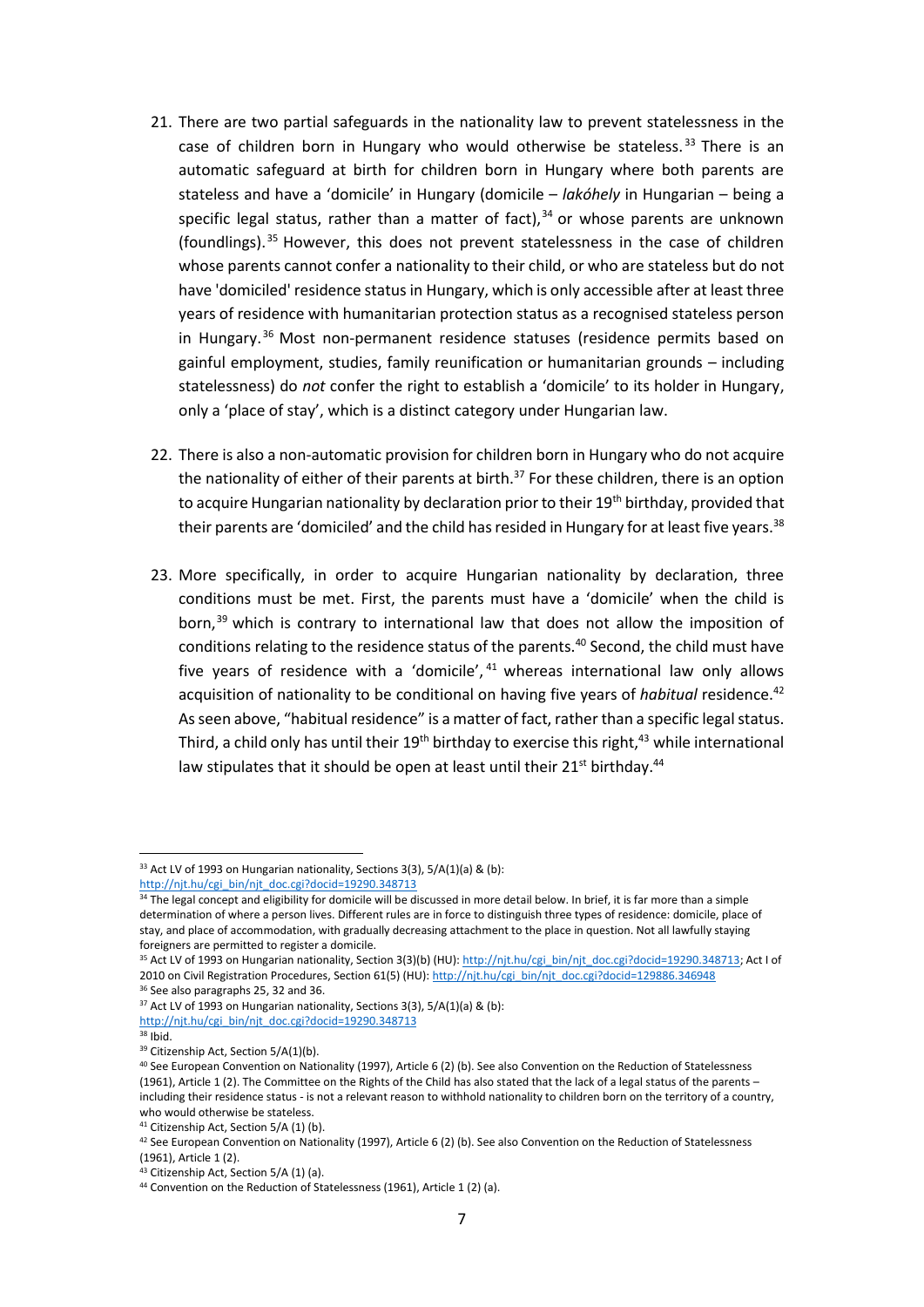21. There are two partial safeguards in the nationality law to prevent statelessness in the case of children born in Hungary who would otherwise be stateless.[33] There is an automatic safeguard at birth for children born in Hungary where both parents are stateless and have a 'domicile' in Hungary (domicile – *lakóhely* in Hungarian – being a specific legal status, rather than a matter of fact),[34] or whose parents are unknown (foundlings).[35] However, this does not prevent statelessness in the case of children whose parents cannot confer a nationality to their child, or who are stateless but do not have 'domiciled' residence status in Hungary, which is only accessible after at least three years of residence with humanitarian protection status as a recognised stateless person in Hungary.[36] Most non-permanent residence statuses (residence permits based on gainful employment, studies, family reunification or humanitarian grounds – including statelessness) do *not* confer the right to establish a 'domicile' to its holder in Hungary, only a 'place of stay', which is a distinct category under Hungarian law.

22. There is also a non-automatic provision for children born in Hungary who do not acquire the nationality of either of their parents at birth.[37] For these children, there is an option to acquire Hungarian nationality by declaration prior to their 19th birthday, provided that their parents are 'domiciled' and the child has resided in Hungary for at least five years.[38]

23. More specifically, in order to acquire Hungarian nationality by declaration, three conditions must be met. First, the parents must have a 'domicile' when the child is born,[39] which is contrary to international law that does not allow the imposition of conditions relating to the residence status of the parents.[40] Second, the child must have five years of residence with a 'domicile',[41] whereas international law only allows acquisition of nationality to be conditional on having five years of *habitual* residence.[42] As seen above, "habitual residence" is a matter of fact, rather than a specific legal status. Third, a child only has until their 19th birthday to exercise this right,[43] while international law stipulates that it should be open at least until their 21st birthday.[44]

---

[33] Act LV of 1993 on Hungarian nationality, Sections 3(3), 5/A(1)(a) & (b): http://njt.hu/cgi_bin/njt_doc.cgi?docid=19290.348713

[34] The legal concept and eligibility for domicile will be discussed in more detail below. In brief, it is far more than a simple determination of where a person lives. Different rules are in force to distinguish three types of residence: domicile, place of stay, and place of accommodation, with gradually decreasing attachment to the place in question. Not all lawfully staying foreigners are permitted to register a domicile.

[35] Act LV of 1993 on Hungarian nationality, Section 3(3)(b) (HU): http://njt.hu/cgi_bin/njt_doc.cgi?docid=19290.348713; Act I of 2010 on Civil Registration Procedures, Section 61(5) (HU): http://njt.hu/cgi_bin/njt_doc.cgi?docid=129886.346948

[36] See also paragraphs 25, 32 and 36.

[37] Act LV of 1993 on Hungarian nationality, Sections 3(3), 5/A(1)(a) & (b): http://njt.hu/cgi_bin/njt_doc.cgi?docid=19290.348713

[38] Ibid.

[39] Citizenship Act, Section 5/A(1)(b).

[40] See European Convention on Nationality (1997), Article 6 (2) (b). See also Convention on the Reduction of Statelessness (1961), Article 1 (2). The Committee on the Rights of the Child has also stated that the lack of a legal status of the parents – including their residence status - is not a relevant reason to withhold nationality to children born on the territory of a country, who would otherwise be stateless.

[41] Citizenship Act, Section 5/A (1) (b).

[42] See European Convention on Nationality (1997), Article 6 (2) (b). See also Convention on the Reduction of Statelessness (1961), Article 1 (2).

[43] Citizenship Act, Section 5/A (1) (a).

[44] Convention on the Reduction of Statelessness (1961), Article 1 (2) (a).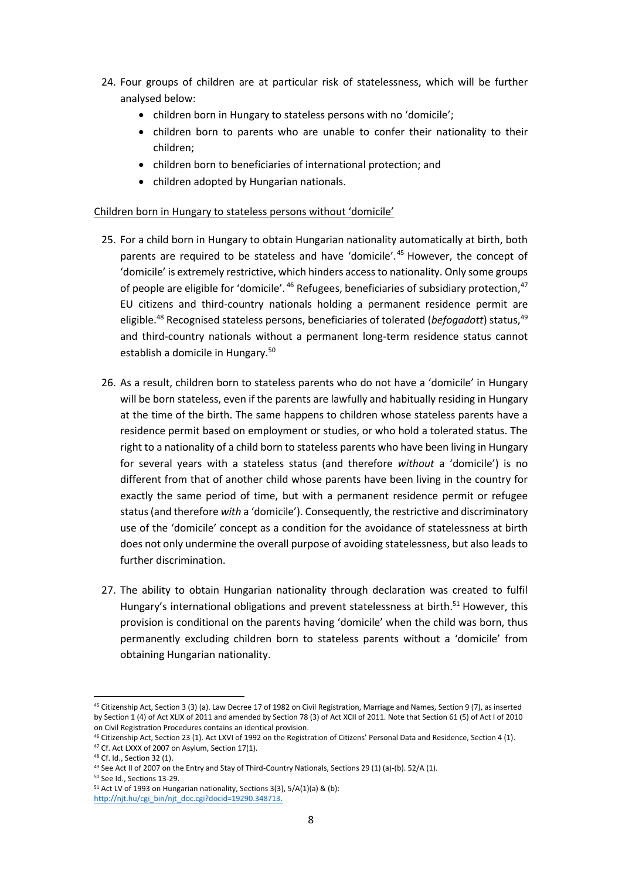24. Four groups of children are at particular risk of statelessness, which will be further analysed below:
    - children born in Hungary to stateless persons with no 'domicile';
    - children born to parents who are unable to confer their nationality to their children;
    - children born to beneficiaries of international protection; and
    - children adopted by Hungarian nationals.

Children born in Hungary to stateless persons without 'domicile'

25. For a child born in Hungary to obtain Hungarian nationality automatically at birth, both parents are required to be stateless and have 'domicile'.[45] However, the concept of 'domicile' is extremely restrictive, which hinders access to nationality. Only some groups of people are eligible for 'domicile'.[46] Refugees, beneficiaries of subsidiary protection,[47] EU citizens and third-country nationals holding a permanent residence permit are eligible.[48] Recognised stateless persons, beneficiaries of tolerated (*befogadott*) status,[49] and third-country nationals without a permanent long-term residence status cannot establish a domicile in Hungary.[50]

26. As a result, children born to stateless parents who do not have a 'domicile' in Hungary will be born stateless, even if the parents are lawfully and habitually residing in Hungary at the time of the birth. The same happens to children whose stateless parents have a residence permit based on employment or studies, or who hold a tolerated status. The right to a nationality of a child born to stateless parents who have been living in Hungary for several years with a stateless status (and therefore *without* a 'domicile') is no different from that of another child whose parents have been living in the country for exactly the same period of time, but with a permanent residence permit or refugee status (and therefore *with* a 'domicile'). Consequently, the restrictive and discriminatory use of the 'domicile' concept as a condition for the avoidance of statelessness at birth does not only undermine the overall purpose of avoiding statelessness, but also leads to further discrimination.

27. The ability to obtain Hungarian nationality through declaration was created to fulfil Hungary's international obligations and prevent statelessness at birth.[51] However, this provision is conditional on the parents having 'domicile' when the child was born, thus permanently excluding children born to stateless parents without a 'domicile' from obtaining Hungarian nationality.

---

[45] Citizenship Act, Section 3 (3) (a). Law Decree 17 of 1982 on Civil Registration, Marriage and Names, Section 9 (7), as inserted by Section 1 (4) of Act XLIX of 2011 and amended by Section 78 (3) of Act XCII of 2011. Note that Section 61 (5) of Act I of 2010 on Civil Registration Procedures contains an identical provision.

[46] Citizenship Act, Section 23 (1). Act LXVI of 1992 on the Registration of Citizens' Personal Data and Residence, Section 4 (1).

[47] Cf. Act LXXX of 2007 on Asylum, Section 17(1).

[48] Cf. Id., Section 32 (1).

[49] See Act II of 2007 on the Entry and Stay of Third-Country Nationals, Sections 29 (1) (a)-(b). 52/A (1).

[50] See Id., Sections 13-29.

[51] Act LV of 1993 on Hungarian nationality, Sections 3(3), 5/A(1)(a) & (b): http://njt.hu/cgi_bin/njt_doc.cgi?docid=19290.348713.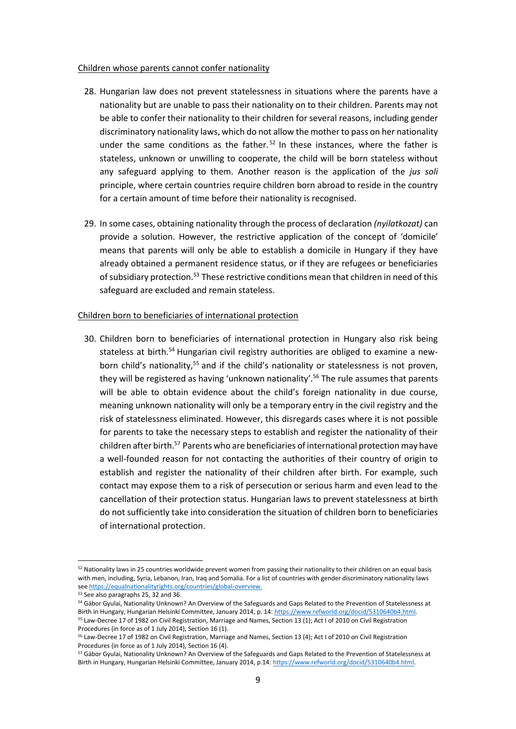Children whose parents cannot confer nationality

28. Hungarian law does not prevent statelessness in situations where the parents have a nationality but are unable to pass their nationality on to their children. Parents may not be able to confer their nationality to their children for several reasons, including gender discriminatory nationality laws, which do not allow the mother to pass on her nationality under the same conditions as the father.[52] In these instances, where the father is stateless, unknown or unwilling to cooperate, the child will be born stateless without any safeguard applying to them. Another reason is the application of the *jus soli* principle, where certain countries require children born abroad to reside in the country for a certain amount of time before their nationality is recognised.

29. In some cases, obtaining nationality through the process of declaration *(nyilatkozat)* can provide a solution. However, the restrictive application of the concept of 'domicile' means that parents will only be able to establish a domicile in Hungary if they have already obtained a permanent residence status, or if they are refugees or beneficiaries of subsidiary protection.[53] These restrictive conditions mean that children in need of this safeguard are excluded and remain stateless.

Children born to beneficiaries of international protection

30. Children born to beneficiaries of international protection in Hungary also risk being stateless at birth.[54] Hungarian civil registry authorities are obliged to examine a new-born child's nationality,[55] and if the child's nationality or statelessness is not proven, they will be registered as having 'unknown nationality'.[56] The rule assumes that parents will be able to obtain evidence about the child's foreign nationality in due course, meaning unknown nationality will only be a temporary entry in the civil registry and the risk of statelessness eliminated. However, this disregards cases where it is not possible for parents to take the necessary steps to establish and register the nationality of their children after birth.[57] Parents who are beneficiaries of international protection may have a well-founded reason for not contacting the authorities of their country of origin to establish and register the nationality of their children after birth. For example, such contact may expose them to a risk of persecution or serious harm and even lead to the cancellation of their protection status. Hungarian laws to prevent statelessness at birth do not sufficiently take into consideration the situation of children born to beneficiaries of international protection.

---

[52] Nationality laws in 25 countries worldwide prevent women from passing their nationality to their children on an equal basis with men, including, Syria, Lebanon, Iran, Iraq and Somalia. For a list of countries with gender discriminatory nationality laws see https://equalnationalityrights.org/countries/global-overview.

[53] See also paragraphs 25, 32 and 36.

[54] Gábor Gyulai, Nationality Unknown? An Overview of the Safeguards and Gaps Related to the Prevention of Statelessness at Birth in Hungary, Hungarian Helsinki Committee, January 2014, p. 14: https://www.refworld.org/docid/5310640b4.html.

[55] Law-Decree 17 of 1982 on Civil Registration, Marriage and Names, Section 13 (1); Act I of 2010 on Civil Registration Procedures (in force as of 1 July 2014), Section 16 (1).

[56] Law-Decree 17 of 1982 on Civil Registration, Marriage and Names, Section 13 (4); Act I of 2010 on Civil Registration Procedures (in force as of 1 July 2014), Section 16 (4).

[57] Gábor Gyulai, Nationality Unknown? An Overview of the Safeguards and Gaps Related to the Prevention of Statelessness at Birth in Hungary, Hungarian Helsinki Committee, January 2014, p.14: https://www.refworld.org/docid/5310640b4.html.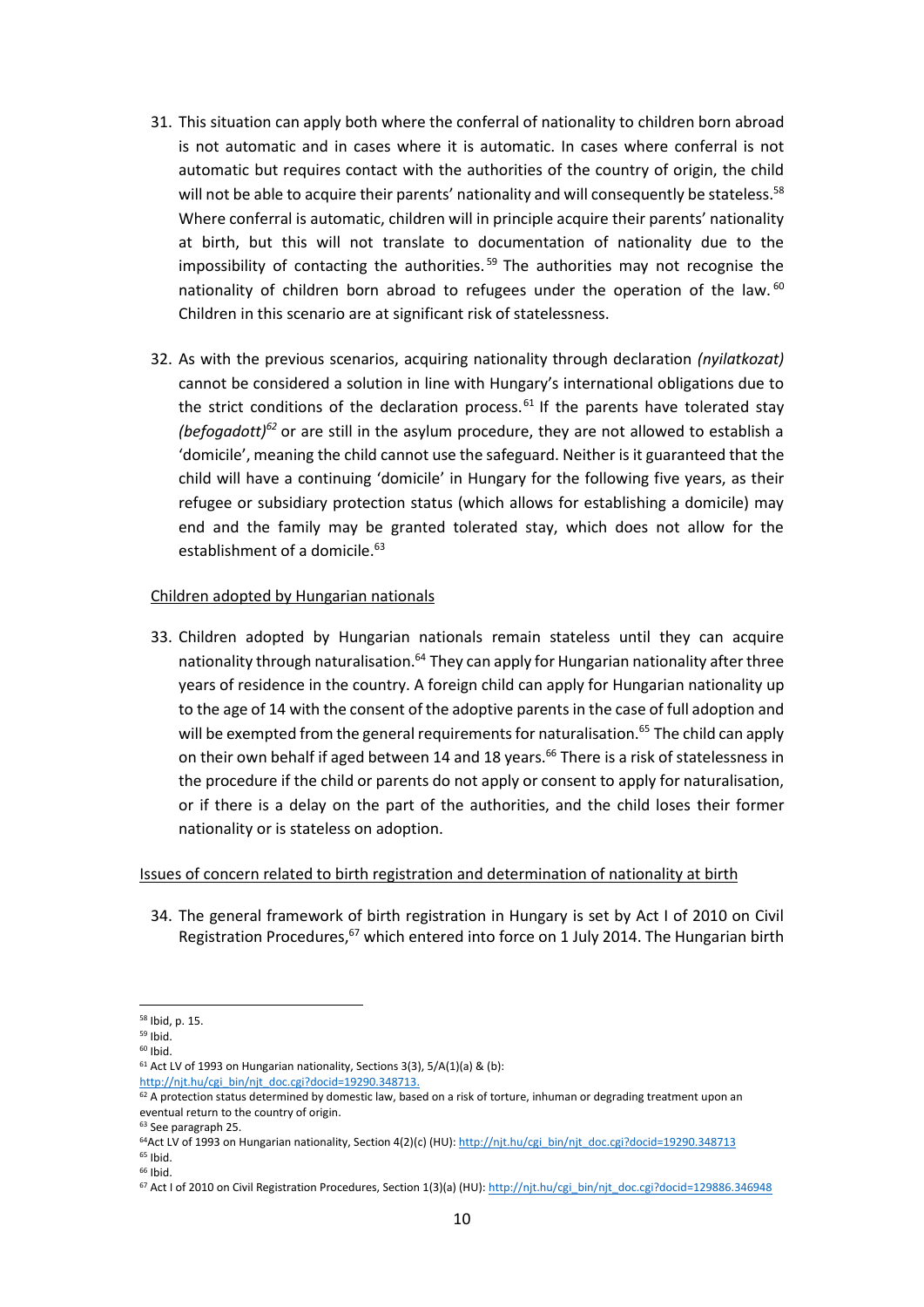31. This situation can apply both where the conferral of nationality to children born abroad is not automatic and in cases where it is automatic. In cases where conferral is not automatic but requires contact with the authorities of the country of origin, the child will not be able to acquire their parents' nationality and will consequently be stateless.[58] Where conferral is automatic, children will in principle acquire their parents' nationality at birth, but this will not translate to documentation of nationality due to the impossibility of contacting the authorities.[59] The authorities may not recognise the nationality of children born abroad to refugees under the operation of the law.[60] Children in this scenario are at significant risk of statelessness.

32. As with the previous scenarios, acquiring nationality through declaration *(nyilatkozat)* cannot be considered a solution in line with Hungary's international obligations due to the strict conditions of the declaration process.[61] If the parents have tolerated stay *(befogadott)*[62] or are still in the asylum procedure, they are not allowed to establish a 'domicile', meaning the child cannot use the safeguard. Neither is it guaranteed that the child will have a continuing 'domicile' in Hungary for the following five years, as their refugee or subsidiary protection status (which allows for establishing a domicile) may end and the family may be granted tolerated stay, which does not allow for the establishment of a domicile.[63]

Children adopted by Hungarian nationals

33. Children adopted by Hungarian nationals remain stateless until they can acquire nationality through naturalisation.[64] They can apply for Hungarian nationality after three years of residence in the country. A foreign child can apply for Hungarian nationality up to the age of 14 with the consent of the adoptive parents in the case of full adoption and will be exempted from the general requirements for naturalisation.[65] The child can apply on their own behalf if aged between 14 and 18 years.[66] There is a risk of statelessness in the procedure if the child or parents do not apply or consent to apply for naturalisation, or if there is a delay on the part of the authorities, and the child loses their former nationality or is stateless on adoption.

Issues of concern related to birth registration and determination of nationality at birth

34. The general framework of birth registration in Hungary is set by Act I of 2010 on Civil Registration Procedures,[67] which entered into force on 1 July 2014. The Hungarian birth

---

[58] Ibid, p. 15.
[59] Ibid.
[60] Ibid.
[61] Act LV of 1993 on Hungarian nationality, Sections 3(3), 5/A(1)(a) & (b): http://njt.hu/cgi_bin/njt_doc.cgi?docid=19290.348713.
[62] A protection status determined by domestic law, based on a risk of torture, inhuman or degrading treatment upon an eventual return to the country of origin.
[63] See paragraph 25.
[64] Act LV of 1993 on Hungarian nationality, Section 4(2)(c) (HU): http://njt.hu/cgi_bin/njt_doc.cgi?docid=19290.348713
[65] Ibid.
[66] Ibid.
[67] Act I of 2010 on Civil Registration Procedures, Section 1(3)(a) (HU): http://njt.hu/cgi_bin/njt_doc.cgi?docid=129886.346948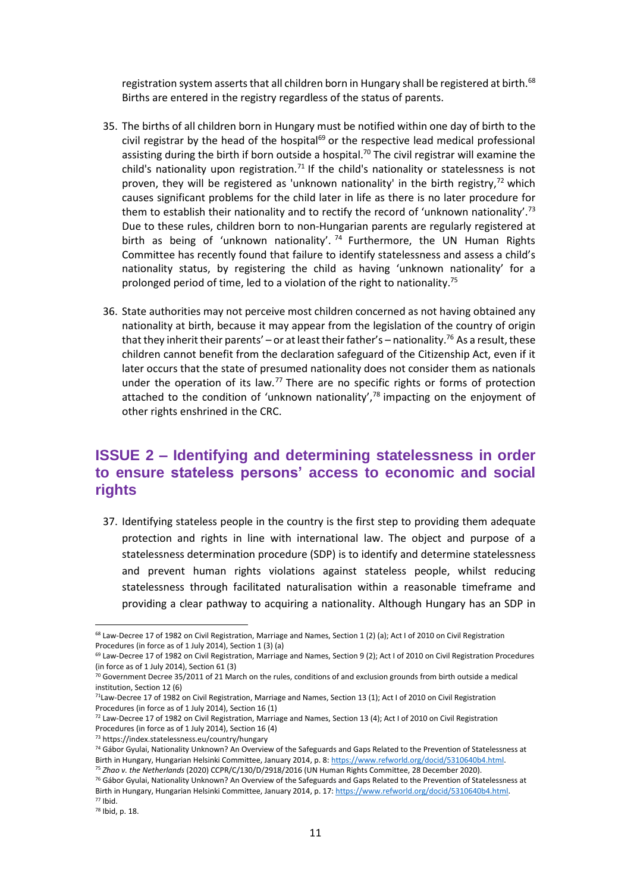registration system asserts that all children born in Hungary shall be registered at birth.[68] Births are entered in the registry regardless of the status of parents.

35. The births of all children born in Hungary must be notified within one day of birth to the civil registrar by the head of the hospital[69] or the respective lead medical professional assisting during the birth if born outside a hospital.[70] The civil registrar will examine the child's nationality upon registration.[71] If the child's nationality or statelessness is not proven, they will be registered as 'unknown nationality' in the birth registry,[72] which causes significant problems for the child later in life as there is no later procedure for them to establish their nationality and to rectify the record of 'unknown nationality'.[73] Due to these rules, children born to non-Hungarian parents are regularly registered at birth as being of 'unknown nationality'.[74] Furthermore, the UN Human Rights Committee has recently found that failure to identify statelessness and assess a child's nationality status, by registering the child as having 'unknown nationality' for a prolonged period of time, led to a violation of the right to nationality.[75]

36. State authorities may not perceive most children concerned as not having obtained any nationality at birth, because it may appear from the legislation of the country of origin that they inherit their parents' – or at least their father's – nationality.[76] As a result, these children cannot benefit from the declaration safeguard of the Citizenship Act, even if it later occurs that the state of presumed nationality does not consider them as nationals under the operation of its law.[77] There are no specific rights or forms of protection attached to the condition of 'unknown nationality',[78] impacting on the enjoyment of other rights enshrined in the CRC.

## ISSUE 2 – Identifying and determining statelessness in order to ensure stateless persons' access to economic and social rights

37. Identifying stateless people in the country is the first step to providing them adequate protection and rights in line with international law. The object and purpose of a statelessness determination procedure (SDP) is to identify and determine statelessness and prevent human rights violations against stateless people, whilst reducing statelessness through facilitated naturalisation within a reasonable timeframe and providing a clear pathway to acquiring a nationality. Although Hungary has an SDP in

---

[68] Law-Decree 17 of 1982 on Civil Registration, Marriage and Names, Section 1 (2) (a); Act I of 2010 on Civil Registration Procedures (in force as of 1 July 2014), Section 1 (3) (a)

[69] Law-Decree 17 of 1982 on Civil Registration, Marriage and Names, Section 9 (2); Act I of 2010 on Civil Registration Procedures (in force as of 1 July 2014), Section 61 (3)

[70] Government Decree 35/2011 of 21 March on the rules, conditions of and exclusion grounds from birth outside a medical institution, Section 12 (6)

[71] Law-Decree 17 of 1982 on Civil Registration, Marriage and Names, Section 13 (1); Act I of 2010 on Civil Registration Procedures (in force as of 1 July 2014), Section 16 (1)

[72] Law-Decree 17 of 1982 on Civil Registration, Marriage and Names, Section 13 (4); Act I of 2010 on Civil Registration Procedures (in force as of 1 July 2014), Section 16 (4)

[73] https://index.statelessness.eu/country/hungary

[74] Gábor Gyulai, Nationality Unknown? An Overview of the Safeguards and Gaps Related to the Prevention of Statelessness at Birth in Hungary, Hungarian Helsinki Committee, January 2014, p. 8: https://www.refworld.org/docid/5310640b4.html.

[75] *Zhao v. the Netherlands* (2020) CCPR/C/130/D/2918/2016 (UN Human Rights Committee, 28 December 2020).

[76] Gábor Gyulai, Nationality Unknown? An Overview of the Safeguards and Gaps Related to the Prevention of Statelessness at Birth in Hungary, Hungarian Helsinki Committee, January 2014, p. 17: https://www.refworld.org/docid/5310640b4.html.

[77] Ibid.

[78] Ibid, p. 18.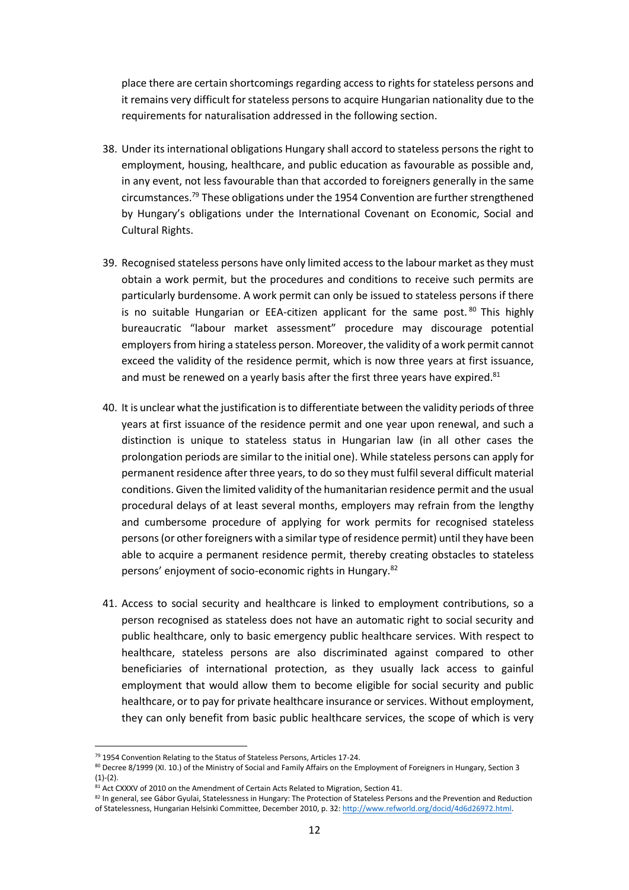place there are certain shortcomings regarding access to rights for stateless persons and it remains very difficult for stateless persons to acquire Hungarian nationality due to the requirements for naturalisation addressed in the following section.

38. Under its international obligations Hungary shall accord to stateless persons the right to employment, housing, healthcare, and public education as favourable as possible and, in any event, not less favourable than that accorded to foreigners generally in the same circumstances.[79] These obligations under the 1954 Convention are further strengthened by Hungary's obligations under the International Covenant on Economic, Social and Cultural Rights.

39. Recognised stateless persons have only limited access to the labour market as they must obtain a work permit, but the procedures and conditions to receive such permits are particularly burdensome. A work permit can only be issued to stateless persons if there is no suitable Hungarian or EEA-citizen applicant for the same post.[80] This highly bureaucratic "labour market assessment" procedure may discourage potential employers from hiring a stateless person. Moreover, the validity of a work permit cannot exceed the validity of the residence permit, which is now three years at first issuance, and must be renewed on a yearly basis after the first three years have expired.[81]

40. It is unclear what the justification is to differentiate between the validity periods of three years at first issuance of the residence permit and one year upon renewal, and such a distinction is unique to stateless status in Hungarian law (in all other cases the prolongation periods are similar to the initial one). While stateless persons can apply for permanent residence after three years, to do so they must fulfil several difficult material conditions. Given the limited validity of the humanitarian residence permit and the usual procedural delays of at least several months, employers may refrain from the lengthy and cumbersome procedure of applying for work permits for recognised stateless persons (or other foreigners with a similar type of residence permit) until they have been able to acquire a permanent residence permit, thereby creating obstacles to stateless persons' enjoyment of socio-economic rights in Hungary.[82]

41. Access to social security and healthcare is linked to employment contributions, so a person recognised as stateless does not have an automatic right to social security and public healthcare, only to basic emergency public healthcare services. With respect to healthcare, stateless persons are also discriminated against compared to other beneficiaries of international protection, as they usually lack access to gainful employment that would allow them to become eligible for social security and public healthcare, or to pay for private healthcare insurance or services. Without employment, they can only benefit from basic public healthcare services, the scope of which is very

---

[79] 1954 Convention Relating to the Status of Stateless Persons, Articles 17-24.

[80] Decree 8/1999 (XI. 10.) of the Ministry of Social and Family Affairs on the Employment of Foreigners in Hungary, Section 3 (1)-(2).

[81] Act CXXXV of 2010 on the Amendment of Certain Acts Related to Migration, Section 41.

[82] In general, see Gábor Gyulai, Statelessness in Hungary: The Protection of Stateless Persons and the Prevention and Reduction of Statelessness, Hungarian Helsinki Committee, December 2010, p. 32: http://www.refworld.org/docid/4d6d26972.html.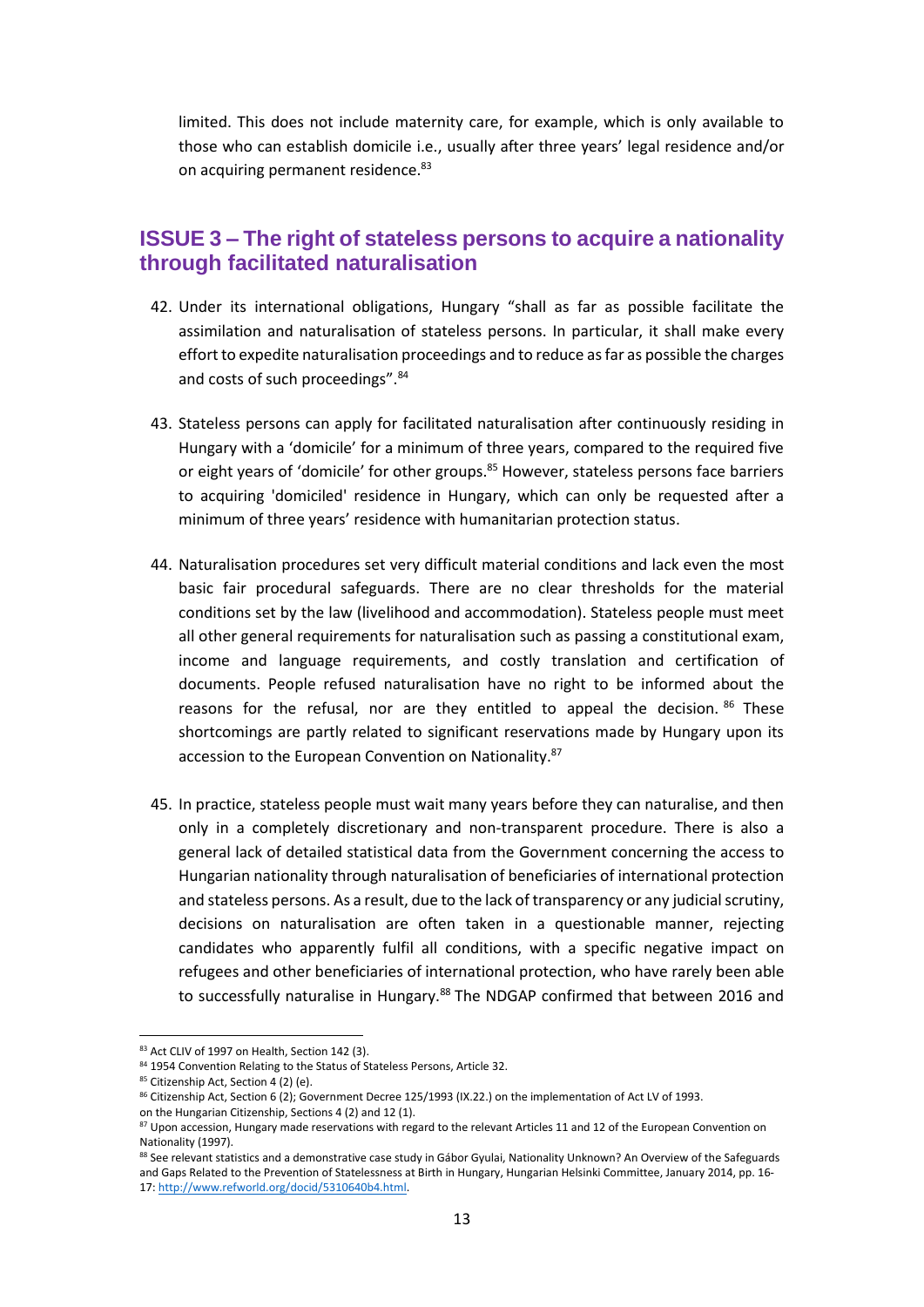limited. This does not include maternity care, for example, which is only available to those who can establish domicile i.e., usually after three years' legal residence and/or on acquiring permanent residence.[83]

## ISSUE 3 – The right of stateless persons to acquire a nationality through facilitated naturalisation

42. Under its international obligations, Hungary "shall as far as possible facilitate the assimilation and naturalisation of stateless persons. In particular, it shall make every effort to expedite naturalisation proceedings and to reduce as far as possible the charges and costs of such proceedings".[84]

43. Stateless persons can apply for facilitated naturalisation after continuously residing in Hungary with a 'domicile' for a minimum of three years, compared to the required five or eight years of 'domicile' for other groups.[85] However, stateless persons face barriers to acquiring 'domiciled' residence in Hungary, which can only be requested after a minimum of three years' residence with humanitarian protection status.

44. Naturalisation procedures set very difficult material conditions and lack even the most basic fair procedural safeguards. There are no clear thresholds for the material conditions set by the law (livelihood and accommodation). Stateless people must meet all other general requirements for naturalisation such as passing a constitutional exam, income and language requirements, and costly translation and certification of documents. People refused naturalisation have no right to be informed about the reasons for the refusal, nor are they entitled to appeal the decision.[86] These shortcomings are partly related to significant reservations made by Hungary upon its accession to the European Convention on Nationality.[87]

45. In practice, stateless people must wait many years before they can naturalise, and then only in a completely discretionary and non-transparent procedure. There is also a general lack of detailed statistical data from the Government concerning the access to Hungarian nationality through naturalisation of beneficiaries of international protection and stateless persons. As a result, due to the lack of transparency or any judicial scrutiny, decisions on naturalisation are often taken in a questionable manner, rejecting candidates who apparently fulfil all conditions, with a specific negative impact on refugees and other beneficiaries of international protection, who have rarely been able to successfully naturalise in Hungary.[88] The NDGAP confirmed that between 2016 and

---

[83] Act CLIV of 1997 on Health, Section 142 (3).

[84] 1954 Convention Relating to the Status of Stateless Persons, Article 32.

[85] Citizenship Act, Section 4 (2) (e).

[86] Citizenship Act, Section 6 (2); Government Decree 125/1993 (IX.22.) on the implementation of Act LV of 1993. on the Hungarian Citizenship, Sections 4 (2) and 12 (1).

[87] Upon accession, Hungary made reservations with regard to the relevant Articles 11 and 12 of the European Convention on Nationality (1997).

[88] See relevant statistics and a demonstrative case study in Gábor Gyulai, Nationality Unknown? An Overview of the Safeguards and Gaps Related to the Prevention of Statelessness at Birth in Hungary, Hungarian Helsinki Committee, January 2014, pp. 16-17: http://www.refworld.org/docid/5310640b4.html.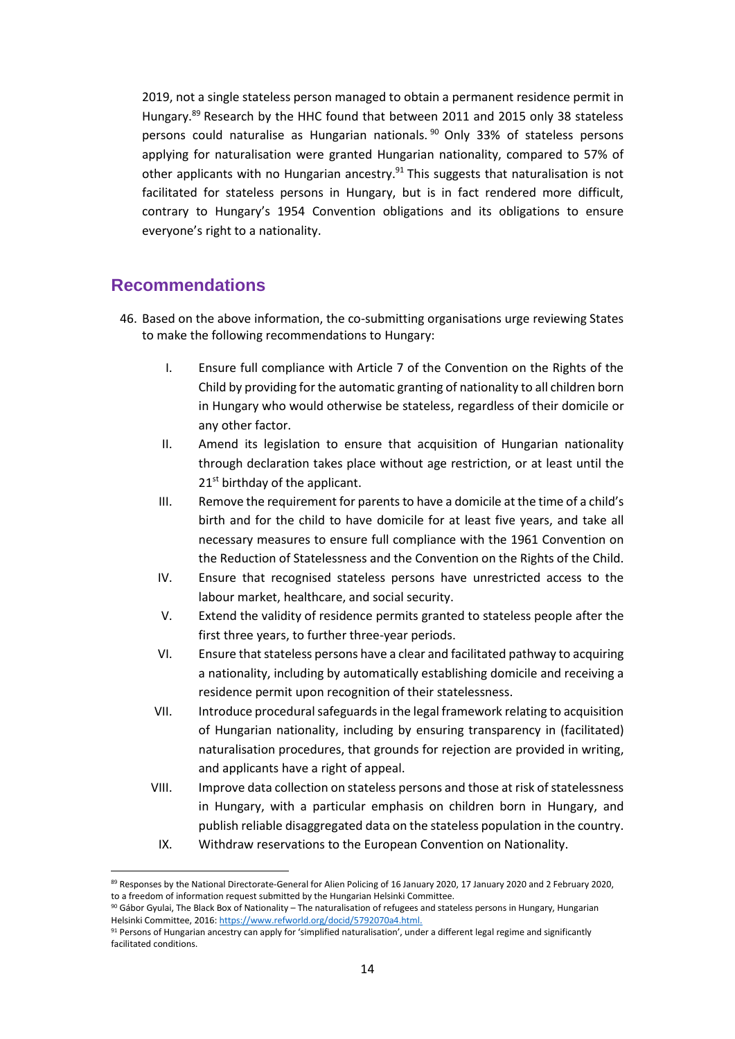2019, not a single stateless person managed to obtain a permanent residence permit in Hungary.[89] Research by the HHC found that between 2011 and 2015 only 38 stateless persons could naturalise as Hungarian nationals.[90] Only 33% of stateless persons applying for naturalisation were granted Hungarian nationality, compared to 57% of other applicants with no Hungarian ancestry.[91] This suggests that naturalisation is not facilitated for stateless persons in Hungary, but is in fact rendered more difficult, contrary to Hungary's 1954 Convention obligations and its obligations to ensure everyone's right to a nationality.

## Recommendations

46. Based on the above information, the co-submitting organisations urge reviewing States to make the following recommendations to Hungary:

    I. Ensure full compliance with Article 7 of the Convention on the Rights of the Child by providing for the automatic granting of nationality to all children born in Hungary who would otherwise be stateless, regardless of their domicile or any other factor.

    II. Amend its legislation to ensure that acquisition of Hungarian nationality through declaration takes place without age restriction, or at least until the 21st birthday of the applicant.

    III. Remove the requirement for parents to have a domicile at the time of a child's birth and for the child to have domicile for at least five years, and take all necessary measures to ensure full compliance with the 1961 Convention on the Reduction of Statelessness and the Convention on the Rights of the Child.

    IV. Ensure that recognised stateless persons have unrestricted access to the labour market, healthcare, and social security.

    V. Extend the validity of residence permits granted to stateless people after the first three years, to further three-year periods.

    VI. Ensure that stateless persons have a clear and facilitated pathway to acquiring a nationality, including by automatically establishing domicile and receiving a residence permit upon recognition of their statelessness.

    VII. Introduce procedural safeguards in the legal framework relating to acquisition of Hungarian nationality, including by ensuring transparency in (facilitated) naturalisation procedures, that grounds for rejection are provided in writing, and applicants have a right of appeal.

    VIII. Improve data collection on stateless persons and those at risk of statelessness in Hungary, with a particular emphasis on children born in Hungary, and publish reliable disaggregated data on the stateless population in the country.

    IX. Withdraw reservations to the European Convention on Nationality.

---

[89] Responses by the National Directorate-General for Alien Policing of 16 January 2020, 17 January 2020 and 2 February 2020, to a freedom of information request submitted by the Hungarian Helsinki Committee.

[90] Gábor Gyulai, The Black Box of Nationality – The naturalisation of refugees and stateless persons in Hungary, Hungarian Helsinki Committee, 2016: https://www.refworld.org/docid/5792070a4.html.

[91] Persons of Hungarian ancestry can apply for 'simplified naturalisation', under a different legal regime and significantly facilitated conditions.